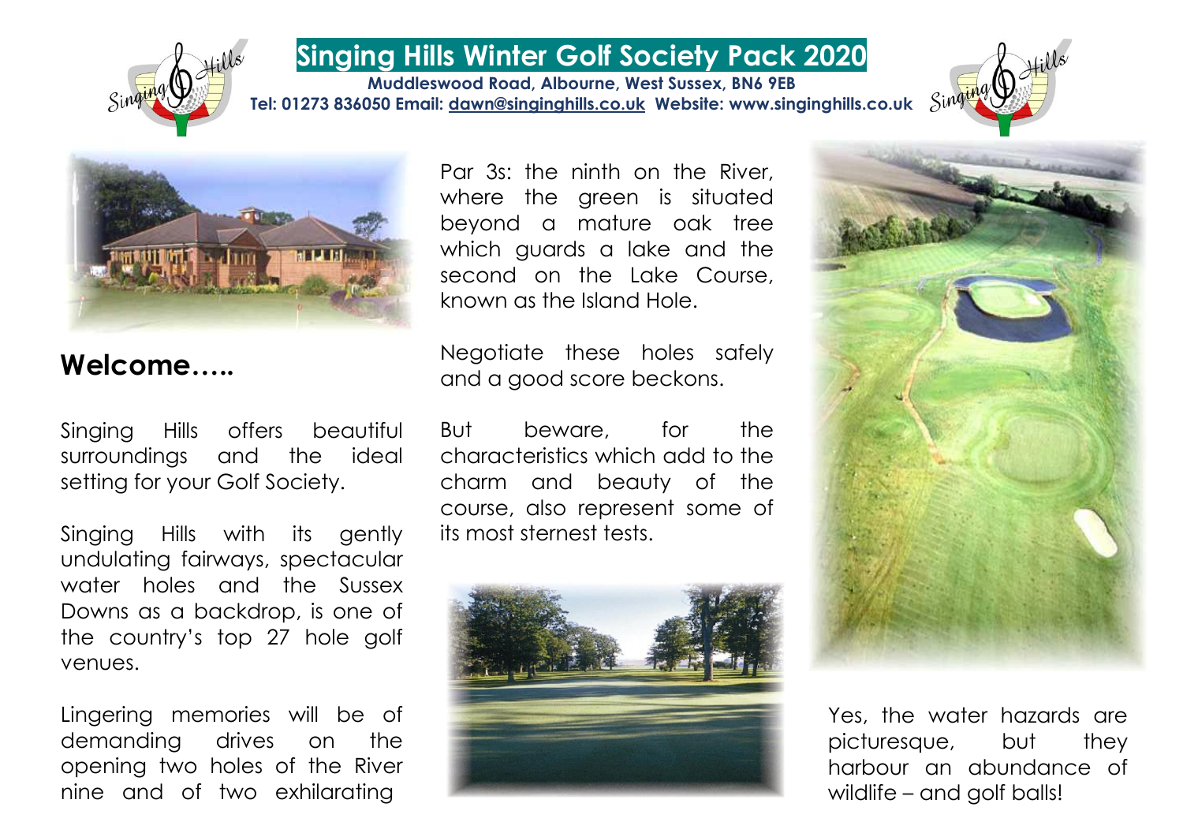# Singing Hills Winter Golf Society Pack 2020

**Muddleswood Road, Albourne, West Sussex, BN6 9EB**
**Tel: 01273 836050 Email: dawn@singinghills.co.uk Website: www.singinghills.co.uk**

## Welcome…..

Singing Hills offers beautiful surroundings and the ideal setting for your Golf Society.

Singing Hills with its gently undulating fairways, spectacular water holes and the Sussex Downs as a backdrop, is one of the country's top 27 hole golf venues.

Lingering memories will be of demanding drives on the opening two holes of the River nine and of two exhilarating Par 3s: the ninth on the River, where the green is situated beyond a mature oak tree which guards a lake and the second on the Lake Course, known as the Island Hole.

Negotiate these holes safely and a good score beckons.

But beware, for the characteristics which add to the charm and beauty of the course, also represent some of its most sternest tests.

Yes, the water hazards are picturesque, but they harbour an abundance of wildlife – and golf balls!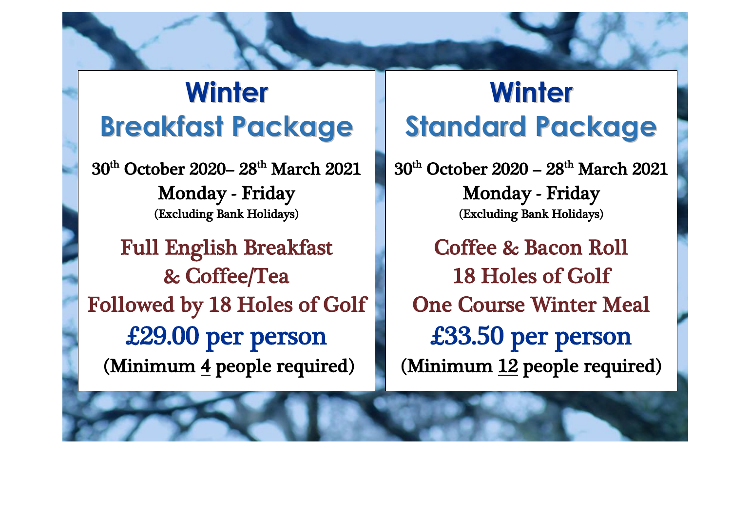# Winter
## Breakfast Package

30th October 2020– 28th March 2021

Monday - Friday

(Excluding Bank Holidays)

Full English Breakfast
& Coffee/Tea
Followed by 18 Holes of Golf

**£29.00 per person**

(Minimum 4 people required)

# Winter
## Standard Package

30th October 2020 – 28th March 2021

Monday - Friday

(Excluding Bank Holidays)

Coffee & Bacon Roll
18 Holes of Golf
One Course Winter Meal

**£33.50 per person**

(Minimum 12 people required)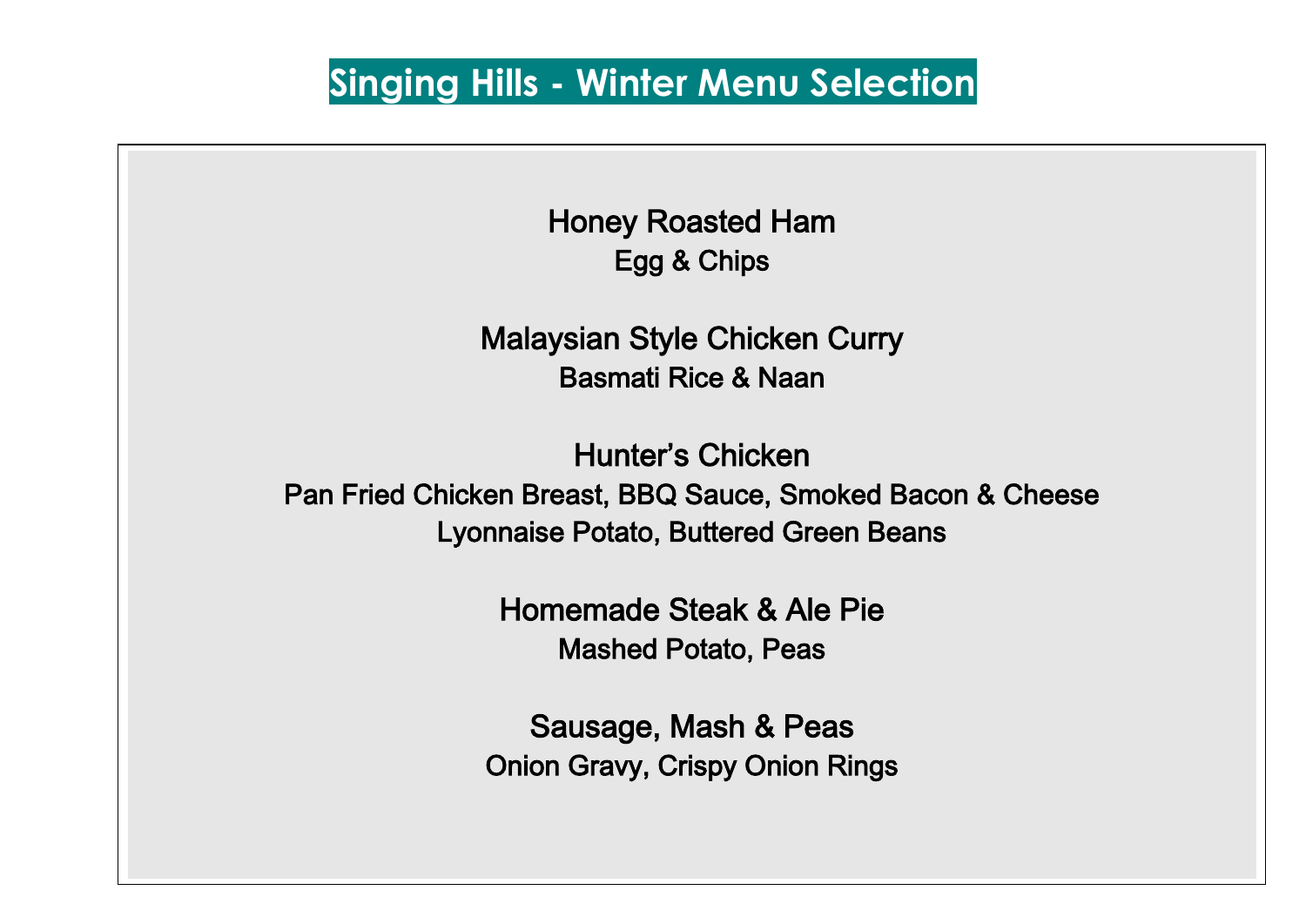# Singing Hills - Winter Menu Selection

**Honey Roasted Ham**
Egg & Chips

**Malaysian Style Chicken Curry**
Basmati Rice & Naan

**Hunter's Chicken**
Pan Fried Chicken Breast, BBQ Sauce, Smoked Bacon & Cheese
Lyonnaise Potato, Buttered Green Beans

**Homemade Steak & Ale Pie**
Mashed Potato, Peas

**Sausage, Mash & Peas**
Onion Gravy, Crispy Onion Rings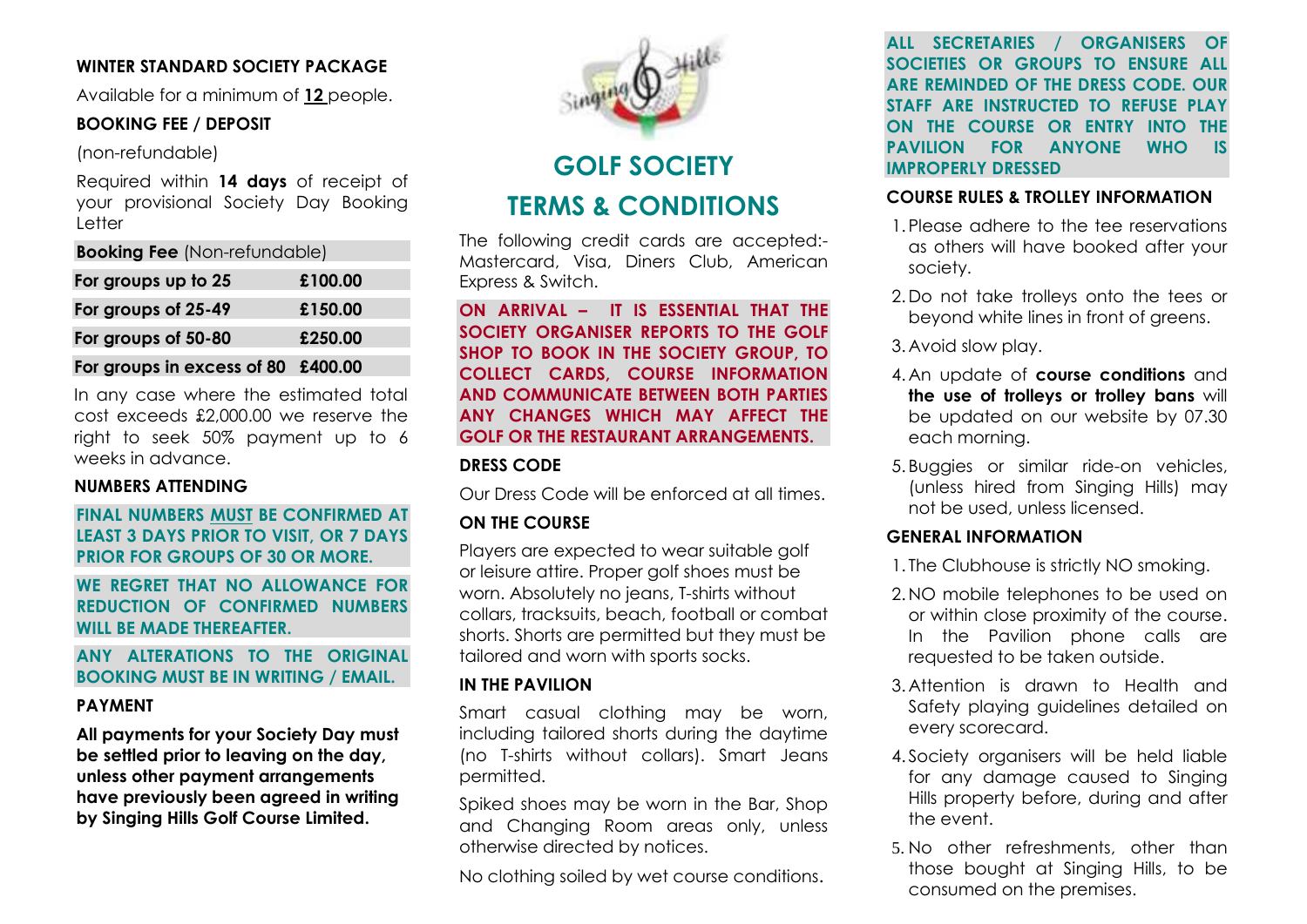### WINTER STANDARD SOCIETY PACKAGE

Available for a minimum of **12** people.

### BOOKING FEE / DEPOSIT

(non-refundable)

Required within **14 days** of receipt of your provisional Society Day Booking Letter

| **Booking Fee** (Non-refundable) | |
|---|---|
| **For groups up to 25** | **£100.00** |
| **For groups of 25-49** | **£150.00** |
| **For groups of 50-80** | **£250.00** |
| **For groups in excess of 80** | **£400.00** |

In any case where the estimated total cost exceeds £2,000.00 we reserve the right to seek 50% payment up to 6 weeks in advance.

### NUMBERS ATTENDING

**FINAL NUMBERS MUST BE CONFIRMED AT LEAST 3 DAYS PRIOR TO VISIT, OR 7 DAYS PRIOR FOR GROUPS OF 30 OR MORE.**

**WE REGRET THAT NO ALLOWANCE FOR REDUCTION OF CONFIRMED NUMBERS WILL BE MADE THEREAFTER.**

**ANY ALTERATIONS TO THE ORIGINAL BOOKING MUST BE IN WRITING / EMAIL.**

### PAYMENT

**All payments for your Society Day must be settled prior to leaving on the day, unless other payment arrangements have previously been agreed in writing by Singing Hills Golf Course Limited.**

# GOLF SOCIETY TERMS & CONDITIONS

The following credit cards are accepted:- Mastercard, Visa, Diners Club, American Express & Switch.

**ON ARRIVAL – IT IS ESSENTIAL THAT THE SOCIETY ORGANISER REPORTS TO THE GOLF SHOP TO BOOK IN THE SOCIETY GROUP, TO COLLECT CARDS, COURSE INFORMATION AND COMMUNICATE BETWEEN BOTH PARTIES ANY CHANGES WHICH MAY AFFECT THE GOLF OR THE RESTAURANT ARRANGEMENTS.**

### DRESS CODE

Our Dress Code will be enforced at all times.

### ON THE COURSE

Players are expected to wear suitable golf or leisure attire. Proper golf shoes must be worn. Absolutely no jeans, T-shirts without collars, tracksuits, beach, football or combat shorts. Shorts are permitted but they must be tailored and worn with sports socks.

### IN THE PAVILION

Smart casual clothing may be worn, including tailored shorts during the daytime (no T-shirts without collars). Smart Jeans permitted.

Spiked shoes may be worn in the Bar, Shop and Changing Room areas only, unless otherwise directed by notices.

No clothing soiled by wet course conditions.

**ALL SECRETARIES / ORGANISERS OF SOCIETIES OR GROUPS TO ENSURE ALL ARE REMINDED OF THE DRESS CODE. OUR STAFF ARE INSTRUCTED TO REFUSE PLAY ON THE COURSE OR ENTRY INTO THE PAVILION FOR ANYONE WHO IS IMPROPERLY DRESSED**

### COURSE RULES & TROLLEY INFORMATION

1. Please adhere to the tee reservations as others will have booked after your society.
2. Do not take trolleys onto the tees or beyond white lines in front of greens.
3. Avoid slow play.
4. An update of **course conditions** and **the use of trolleys or trolley bans** will be updated on our website by 07.30 each morning.
5. Buggies or similar ride-on vehicles, (unless hired from Singing Hills) may not be used, unless licensed.

### GENERAL INFORMATION

1. The Clubhouse is strictly NO smoking.
2. NO mobile telephones to be used on or within close proximity of the course. In the Pavilion phone calls are requested to be taken outside.
3. Attention is drawn to Health and Safety playing guidelines detailed on every scorecard.
4. Society organisers will be held liable for any damage caused to Singing Hills property before, during and after the event.
5. No other refreshments, other than those bought at Singing Hills, to be consumed on the premises.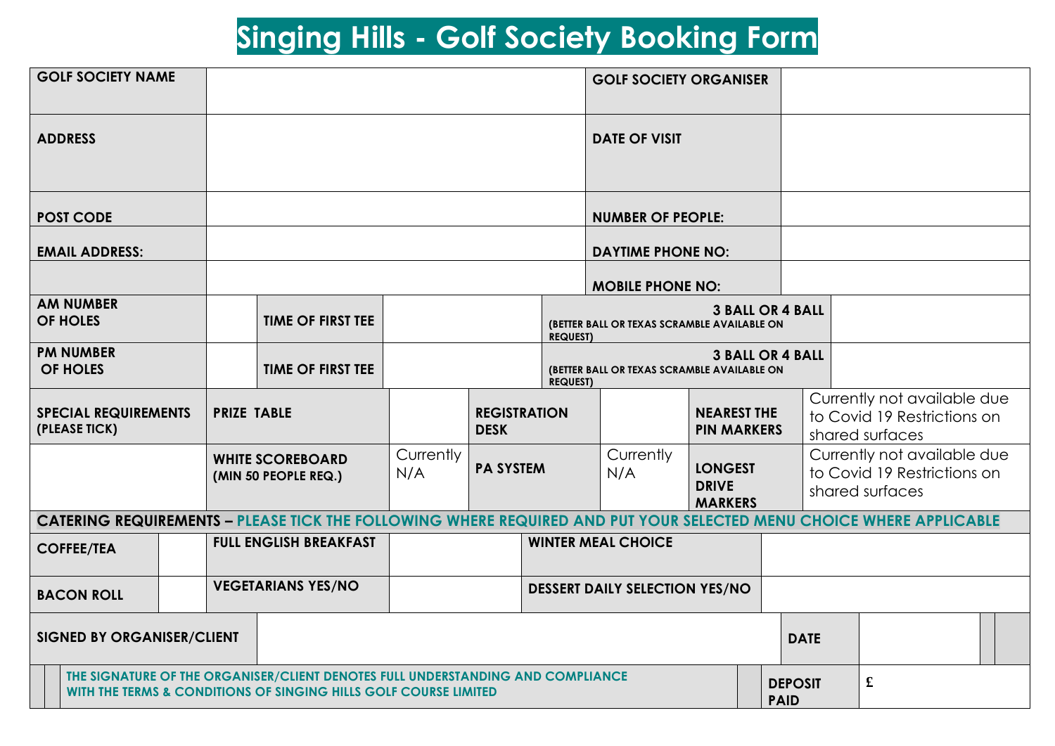# Singing Hills - Golf Society Booking Form

| | | | |
|---|---|---|---|
| **GOLF SOCIETY NAME** | | **GOLF SOCIETY ORGANISER** | |
| **ADDRESS** | | **DATE OF VISIT** | |
| **POST CODE** | | **NUMBER OF PEOPLE:** | |
| **EMAIL ADDRESS:** | | **DAYTIME PHONE NO:** | |
| | | **MOBILE PHONE NO:** | |

| | | | | | |
|---|---|---|---|---|---|
| **AM NUMBER OF HOLES** | | **TIME OF FIRST TEE** | | **3 BALL OR 4 BALL** (BETTER BALL OR TEXAS SCRAMBLE AVAILABLE ON REQUEST) | |
| **PM NUMBER OF HOLES** | | **TIME OF FIRST TEE** | | **3 BALL OR 4 BALL** (BETTER BALL OR TEXAS SCRAMBLE AVAILABLE ON REQUEST) | |

| | | | | | | |
|---|---|---|---|---|---|---|
| **SPECIAL REQUIREMENTS (PLEASE TICK)** | **PRIZE TABLE** | | **REGISTRATION DESK** | | **NEAREST THE PIN MARKERS** | Currently not available due to Covid 19 Restrictions on shared surfaces |
| | **WHITE SCOREBOARD (MIN 50 PEOPLE REQ.)** | Currently N/A | **PA SYSTEM** | Currently N/A | **LONGEST DRIVE MARKERS** | Currently not available due to Covid 19 Restrictions on shared surfaces |

**CATERING REQUIREMENTS – PLEASE TICK THE FOLLOWING WHERE REQUIRED AND PUT YOUR SELECTED MENU CHOICE WHERE APPLICABLE**

| | | | | | |
|---|---|---|---|---|---|
| **COFFEE/TEA** | | **FULL ENGLISH BREAKFAST** | | **WINTER MEAL CHOICE** | |
| **BACON ROLL** | | **VEGETARIANS YES/NO** | | **DESSERT DAILY SELECTION YES/NO** | |

| | | | |
|---|---|---|---|
| **SIGNED BY ORGANISER/CLIENT** | | **DATE** | |
| THE SIGNATURE OF THE ORGANISER/CLIENT DENOTES FULL UNDERSTANDING AND COMPLIANCE WITH THE TERMS & CONDITIONS OF SINGING HILLS GOLF COURSE LIMITED | | **DEPOSIT PAID** | £ |